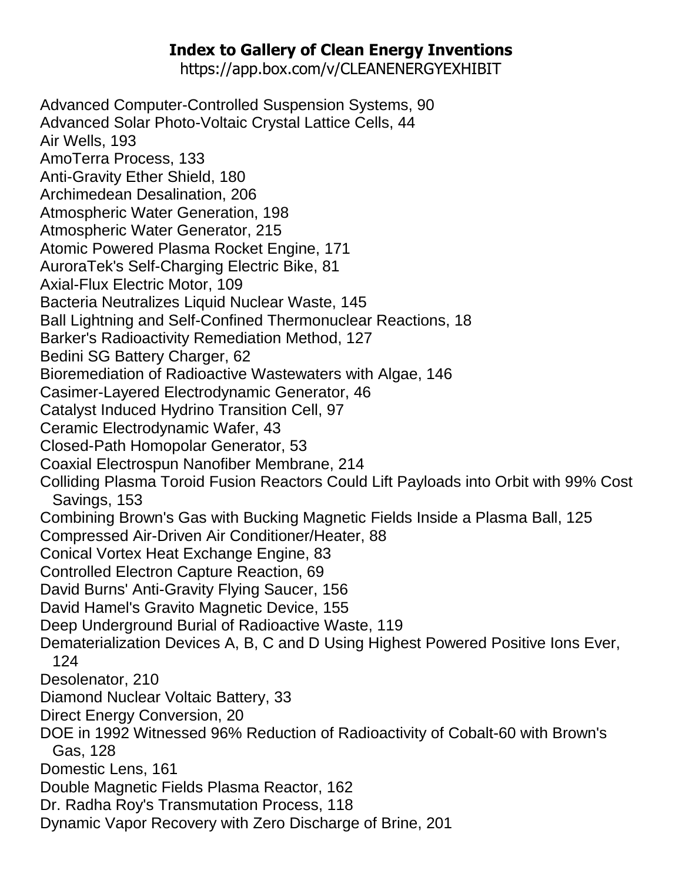# Index to Gallery of Clean Energy Inventions

https://app.box.com/v/CLEANENERGYEXHIBIT

Advanced Computer-Controlled Suspension Systems, 90
Advanced Solar Photo-Voltaic Crystal Lattice Cells, 44
Air Wells, 193
AmoTerra Process, 133
Anti-Gravity Ether Shield, 180
Archimedean Desalination, 206
Atmospheric Water Generation, 198
Atmospheric Water Generator, 215
Atomic Powered Plasma Rocket Engine, 171
AuroraTek's Self-Charging Electric Bike, 81
Axial-Flux Electric Motor, 109
Bacteria Neutralizes Liquid Nuclear Waste, 145
Ball Lightning and Self-Confined Thermonuclear Reactions, 18
Barker's Radioactivity Remediation Method, 127
Bedini SG Battery Charger, 62
Bioremediation of Radioactive Wastewaters with Algae, 146
Casimer-Layered Electrodynamic Generator, 46
Catalyst Induced Hydrino Transition Cell, 97
Ceramic Electrodynamic Wafer, 43
Closed-Path Homopolar Generator, 53
Coaxial Electrospun Nanofiber Membrane, 214
Colliding Plasma Toroid Fusion Reactors Could Lift Payloads into Orbit with 99% Cost Savings, 153
Combining Brown's Gas with Bucking Magnetic Fields Inside a Plasma Ball, 125
Compressed Air-Driven Air Conditioner/Heater, 88
Conical Vortex Heat Exchange Engine, 83
Controlled Electron Capture Reaction, 69
David Burns' Anti-Gravity Flying Saucer, 156
David Hamel's Gravito Magnetic Device, 155
Deep Underground Burial of Radioactive Waste, 119
Dematerialization Devices A, B, C and D Using Highest Powered Positive Ions Ever, 124
Desolenator, 210
Diamond Nuclear Voltaic Battery, 33
Direct Energy Conversion, 20
DOE in 1992 Witnessed 96% Reduction of Radioactivity of Cobalt-60 with Brown's Gas, 128
Domestic Lens, 161
Double Magnetic Fields Plasma Reactor, 162
Dr. Radha Roy's Transmutation Process, 118
Dynamic Vapor Recovery with Zero Discharge of Brine, 201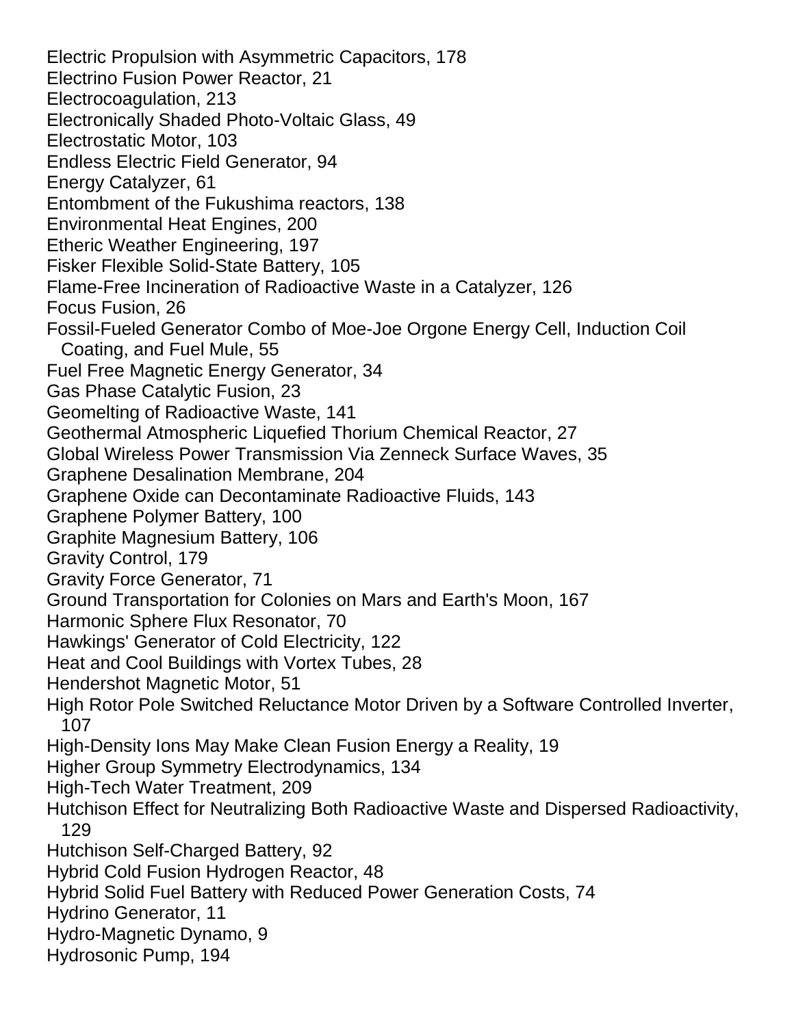Electric Propulsion with Asymmetric Capacitors, 178
Electrino Fusion Power Reactor, 21
Electrocoagulation, 213
Electronically Shaded Photo-Voltaic Glass, 49
Electrostatic Motor, 103
Endless Electric Field Generator, 94
Energy Catalyzer, 61
Entombment of the Fukushima reactors, 138
Environmental Heat Engines, 200
Etheric Weather Engineering, 197
Fisker Flexible Solid-State Battery, 105
Flame-Free Incineration of Radioactive Waste in a Catalyzer, 126
Focus Fusion, 26
Fossil-Fueled Generator Combo of Moe-Joe Orgone Energy Cell, Induction Coil Coating, and Fuel Mule, 55
Fuel Free Magnetic Energy Generator, 34
Gas Phase Catalytic Fusion, 23
Geomelting of Radioactive Waste, 141
Geothermal Atmospheric Liquefied Thorium Chemical Reactor, 27
Global Wireless Power Transmission Via Zenneck Surface Waves, 35
Graphene Desalination Membrane, 204
Graphene Oxide can Decontaminate Radioactive Fluids, 143
Graphene Polymer Battery, 100
Graphite Magnesium Battery, 106
Gravity Control, 179
Gravity Force Generator, 71
Ground Transportation for Colonies on Mars and Earth's Moon, 167
Harmonic Sphere Flux Resonator, 70
Hawkings' Generator of Cold Electricity, 122
Heat and Cool Buildings with Vortex Tubes, 28
Hendershot Magnetic Motor, 51
High Rotor Pole Switched Reluctance Motor Driven by a Software Controlled Inverter, 107
High-Density Ions May Make Clean Fusion Energy a Reality, 19
Higher Group Symmetry Electrodynamics, 134
High-Tech Water Treatment, 209
Hutchison Effect for Neutralizing Both Radioactive Waste and Dispersed Radioactivity, 129
Hutchison Self-Charged Battery, 92
Hybrid Cold Fusion Hydrogen Reactor, 48
Hybrid Solid Fuel Battery with Reduced Power Generation Costs, 74
Hydrino Generator, 11
Hydro-Magnetic Dynamo, 9
Hydrosonic Pump, 194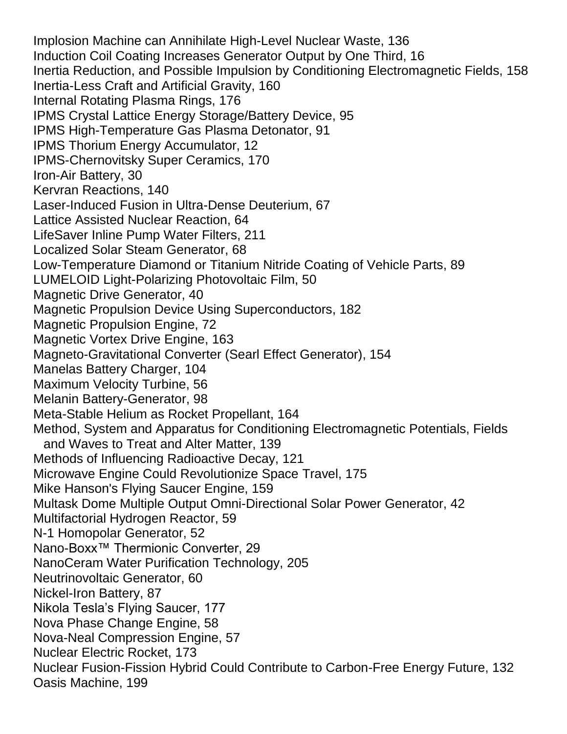Implosion Machine can Annihilate High-Level Nuclear Waste, 136
Induction Coil Coating Increases Generator Output by One Third, 16
Inertia Reduction, and Possible Impulsion by Conditioning Electromagnetic Fields, 158
Inertia-Less Craft and Artificial Gravity, 160
Internal Rotating Plasma Rings, 176
IPMS Crystal Lattice Energy Storage/Battery Device, 95
IPMS High-Temperature Gas Plasma Detonator, 91
IPMS Thorium Energy Accumulator, 12
IPMS-Chernovitsky Super Ceramics, 170
Iron-Air Battery, 30
Kervran Reactions, 140
Laser-Induced Fusion in Ultra-Dense Deuterium, 67
Lattice Assisted Nuclear Reaction, 64
LifeSaver Inline Pump Water Filters, 211
Localized Solar Steam Generator, 68
Low-Temperature Diamond or Titanium Nitride Coating of Vehicle Parts, 89
LUMELOID Light-Polarizing Photovoltaic Film, 50
Magnetic Drive Generator, 40
Magnetic Propulsion Device Using Superconductors, 182
Magnetic Propulsion Engine, 72
Magnetic Vortex Drive Engine, 163
Magneto-Gravitational Converter (Searl Effect Generator), 154
Manelas Battery Charger, 104
Maximum Velocity Turbine, 56
Melanin Battery-Generator, 98
Meta-Stable Helium as Rocket Propellant, 164
Method, System and Apparatus for Conditioning Electromagnetic Potentials, Fields and Waves to Treat and Alter Matter, 139
Methods of Influencing Radioactive Decay, 121
Microwave Engine Could Revolutionize Space Travel, 175
Mike Hanson's Flying Saucer Engine, 159
Multask Dome Multiple Output Omni-Directional Solar Power Generator, 42
Multifactorial Hydrogen Reactor, 59
N-1 Homopolar Generator, 52
Nano-Boxx™ Thermionic Converter, 29
NanoCeram Water Purification Technology, 205
Neutrinovoltaic Generator, 60
Nickel-Iron Battery, 87
Nikola Tesla's Flying Saucer, 177
Nova Phase Change Engine, 58
Nova-Neal Compression Engine, 57
Nuclear Electric Rocket, 173
Nuclear Fusion-Fission Hybrid Could Contribute to Carbon-Free Energy Future, 132
Oasis Machine, 199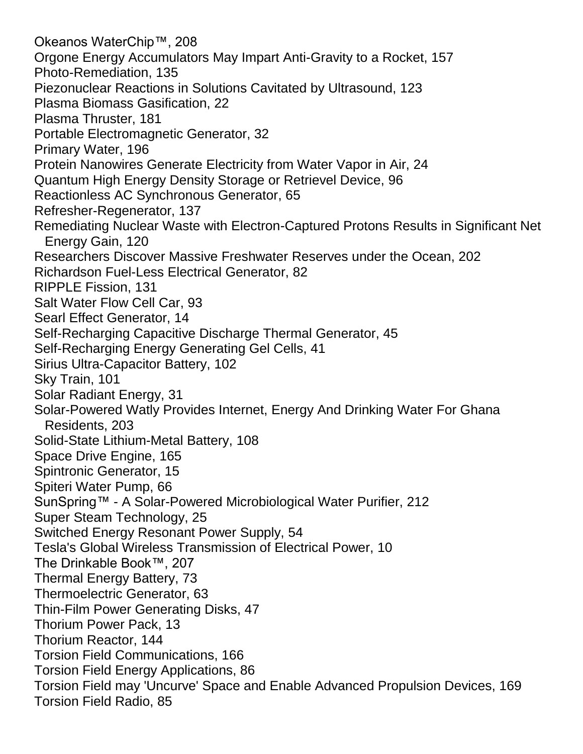Okeanos WaterChip™, 208
Orgone Energy Accumulators May Impart Anti-Gravity to a Rocket, 157
Photo-Remediation, 135
Piezonuclear Reactions in Solutions Cavitated by Ultrasound, 123
Plasma Biomass Gasification, 22
Plasma Thruster, 181
Portable Electromagnetic Generator, 32
Primary Water, 196
Protein Nanowires Generate Electricity from Water Vapor in Air, 24
Quantum High Energy Density Storage or Retrievel Device, 96
Reactionless AC Synchronous Generator, 65
Refresher-Regenerator, 137
Remediating Nuclear Waste with Electron-Captured Protons Results in Significant Net Energy Gain, 120
Researchers Discover Massive Freshwater Reserves under the Ocean, 202
Richardson Fuel-Less Electrical Generator, 82
RIPPLE Fission, 131
Salt Water Flow Cell Car, 93
Searl Effect Generator, 14
Self-Recharging Capacitive Discharge Thermal Generator, 45
Self-Recharging Energy Generating Gel Cells, 41
Sirius Ultra-Capacitor Battery, 102
Sky Train, 101
Solar Radiant Energy, 31
Solar-Powered Watly Provides Internet, Energy And Drinking Water For Ghana Residents, 203
Solid-State Lithium-Metal Battery, 108
Space Drive Engine, 165
Spintronic Generator, 15
Spiteri Water Pump, 66
SunSpring™ - A Solar-Powered Microbiological Water Purifier, 212
Super Steam Technology, 25
Switched Energy Resonant Power Supply, 54
Tesla's Global Wireless Transmission of Electrical Power, 10
The Drinkable Book™, 207
Thermal Energy Battery, 73
Thermoelectric Generator, 63
Thin-Film Power Generating Disks, 47
Thorium Power Pack, 13
Thorium Reactor, 144
Torsion Field Communications, 166
Torsion Field Energy Applications, 86
Torsion Field may 'Uncurve' Space and Enable Advanced Propulsion Devices, 169
Torsion Field Radio, 85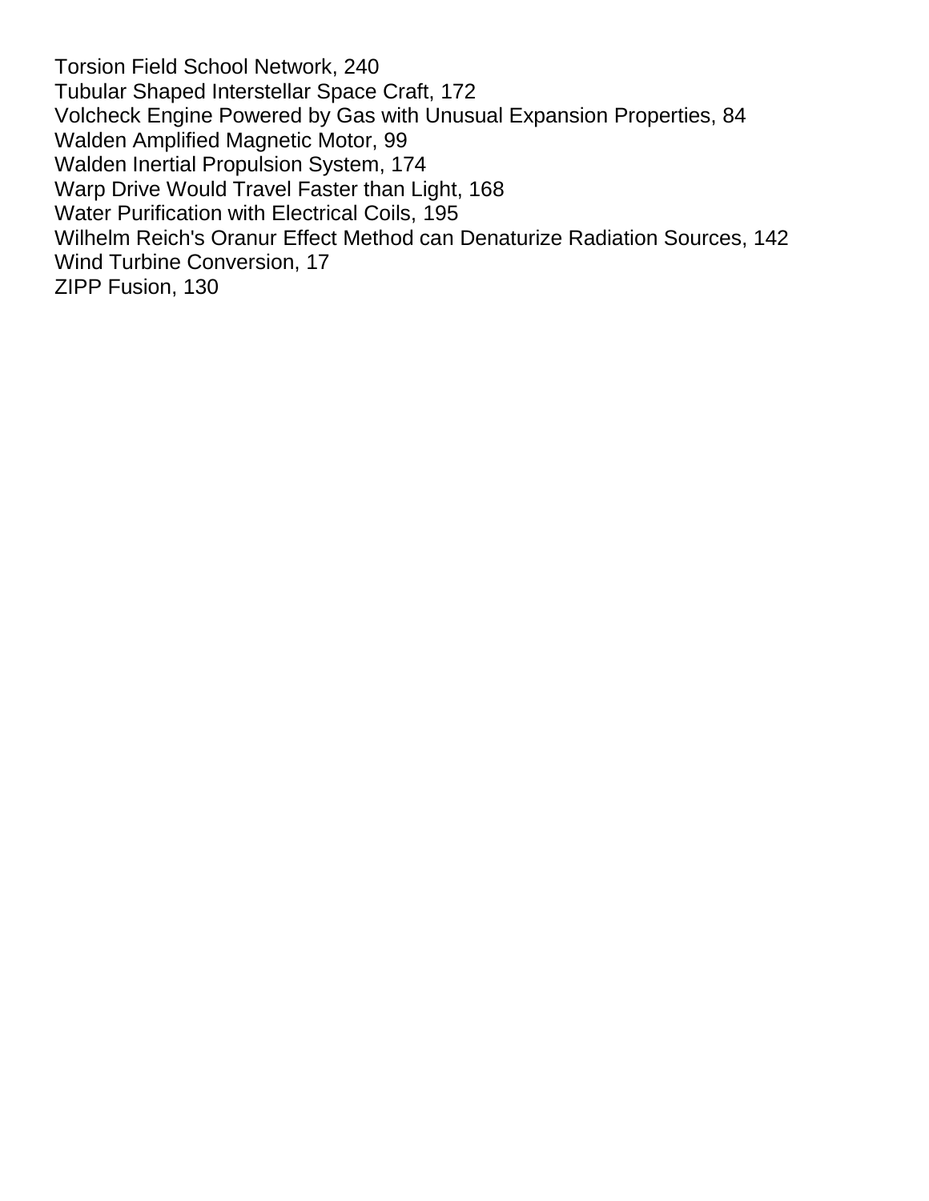Torsion Field School Network, 240
Tubular Shaped Interstellar Space Craft, 172
Volcheck Engine Powered by Gas with Unusual Expansion Properties, 84
Walden Amplified Magnetic Motor, 99
Walden Inertial Propulsion System, 174
Warp Drive Would Travel Faster than Light, 168
Water Purification with Electrical Coils, 195
Wilhelm Reich's Oranur Effect Method can Denaturize Radiation Sources, 142
Wind Turbine Conversion, 17
ZIPP Fusion, 130